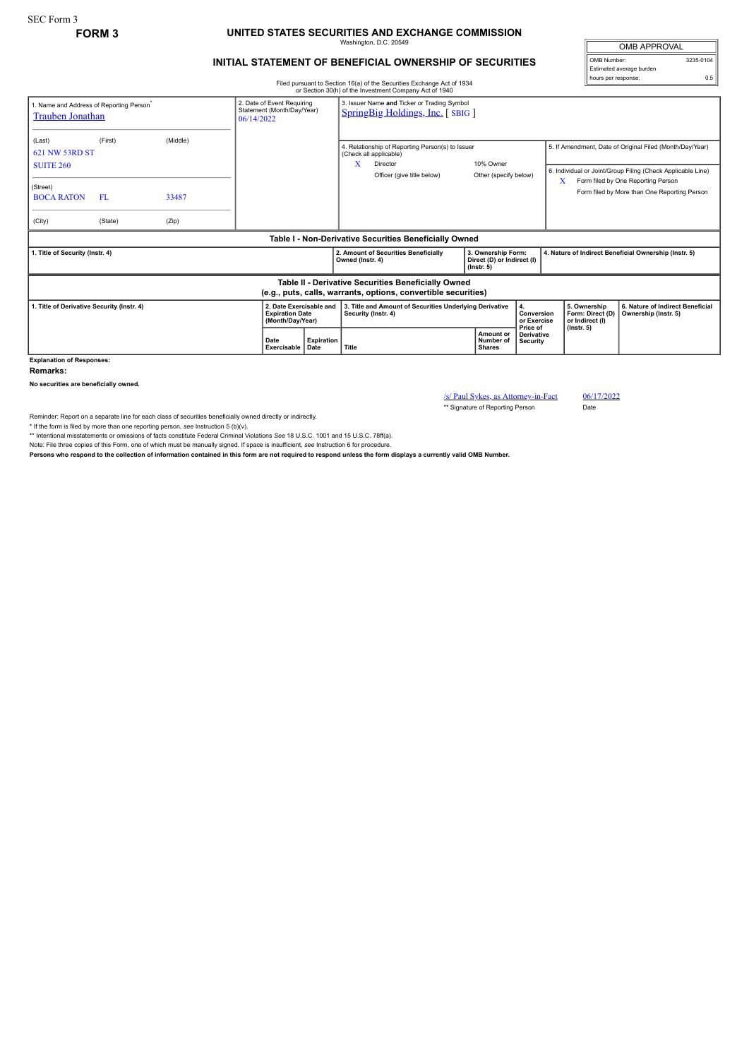SEC Form 3

**FORM 3**

# UNITED STATES SECURITIES AND EXCHANGE COMMISSION

Washington, D.C. 20549

## INITIAL STATEMENT OF BENEFICIAL OWNERSHIP OF SECURITIES

| OMB APPROVAL | |
|---|---|
| OMB Number: | 3235-0104 |
| Estimated average burden hours per response: | 0.5 |

Filed pursuant to Section 16(a) of the Securities Exchange Act of 1934 or Section 30(h) of the Investment Company Act of 1940

| 1. Name and Address of Reporting Person* | 2. Date of Event Requiring Statement (Month/Day/Year) | 3. Issuer Name and Ticker or Trading Symbol |
|---|---|---|
| Trauben Jonathan | 06/14/2022 | SpringBig Holdings, Inc. [ SBIG ] |
| (Last) (First) (Middle)<br>621 NW 53RD ST<br>SUITE 260 | | 4. Relationship of Reporting Person(s) to Issuer (Check all applicable)<br>X Director<br>10% Owner<br>Officer (give title below)<br>Other (specify below) |
| (Street)<br>BOCA RATON FL 33487 | | 5. If Amendment, Date of Original Filed (Month/Day/Year) |
| (City) (State) (Zip) | | 6. Individual or Joint/Group Filing (Check Applicable Line)<br>X Form filed by One Reporting Person<br>Form filed by More than One Reporting Person |

**Table I - Non-Derivative Securities Beneficially Owned**

| 1. Title of Security (Instr. 4) | 2. Amount of Securities Beneficially Owned (Instr. 4) | 3. Ownership Form: Direct (D) or Indirect (I) (Instr. 5) | 4. Nature of Indirect Beneficial Ownership (Instr. 5) |
|---|---|---|---|

**Table II - Derivative Securities Beneficially Owned (e.g., puts, calls, warrants, options, convertible securities)**

| 1. Title of Derivative Security (Instr. 4) | 2. Date Exercisable and Expiration Date (Month/Day/Year) | | 3. Title and Amount of Securities Underlying Derivative Security (Instr. 4) | | 4. Conversion or Exercise Price of Derivative Security | 5. Ownership Form: Direct (D) or Indirect (I) (Instr. 5) | 6. Nature of Indirect Beneficial Ownership (Instr. 5) |
|---|---|---|---|---|---|---|---|
| | Date Exercisable | Expiration Date | Title | Amount or Number of Shares | | | |

**Explanation of Responses:**

**Remarks:**

**No securities are beneficially owned.**

/s/ Paul Sykes, as Attorney-in-Fact — 06/17/2022

** Signature of Reporting Person — Date

Reminder: Report on a separate line for each class of securities beneficially owned directly or indirectly.

* If the form is filed by more than one reporting person, *see* Instruction 5 (b)(v).

** Intentional misstatements or omissions of facts constitute Federal Criminal Violations *See* 18 U.S.C. 1001 and 15 U.S.C. 78ff(a).

Note: File three copies of this Form, one of which must be manually signed. If space is insufficient, *see* Instruction 6 for procedure.

**Persons who respond to the collection of information contained in this form are not required to respond unless the form displays a currently valid OMB Number.**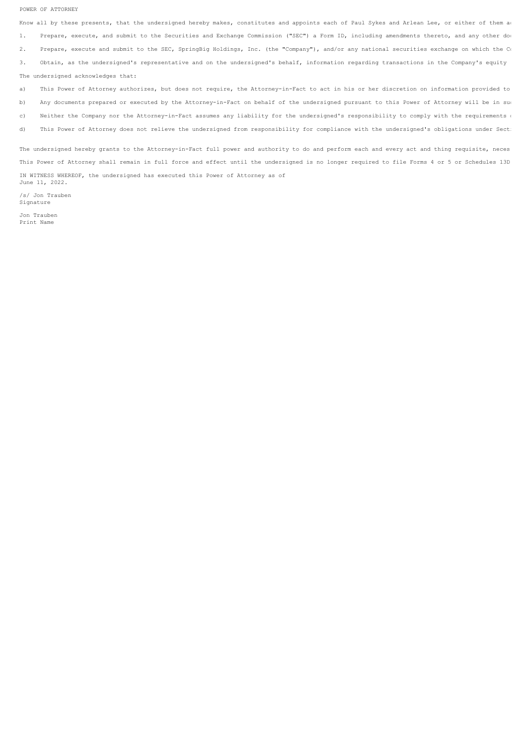POWER OF ATTORNEY

Know all by these presents, that the undersigned hereby makes, constitutes and appoints each of Paul Sykes and Arlean Lee, or either of them a

1. Prepare, execute, and submit to the Securities and Exchange Commission ("SEC") a Form ID, including amendments thereto, and any other do

2. Prepare, execute and submit to the SEC, SpringBig Holdings, Inc. (the "Company"), and/or any national securities exchange on which the C

3. Obtain, as the undersigned's representative and on the undersigned's behalf, information regarding transactions in the Company's equity

The undersigned acknowledges that:

a) This Power of Attorney authorizes, but does not require, the Attorney-in-Fact to act in his or her discretion on information provided to

b) Any documents prepared or executed by the Attorney-in-Fact on behalf of the undersigned pursuant to this Power of Attorney will be in su

c) Neither the Company nor the Attorney-in-Fact assumes any liability for the undersigned's responsibility to comply with the requirements

d) This Power of Attorney does not relieve the undersigned from responsibility for compliance with the undersigned's obligations under Sect

The undersigned hereby grants to the Attorney-in-Fact full power and authority to do and perform each and every act and thing requisite, neces

This Power of Attorney shall remain in full force and effect until the undersigned is no longer required to file Forms 4 or 5 or Schedules 13D

IN WITNESS WHEREOF, the undersigned has executed this Power of Attorney as of
June 11, 2022.

/s/ Jon Trauben
Signature

Jon Trauben
Print Name